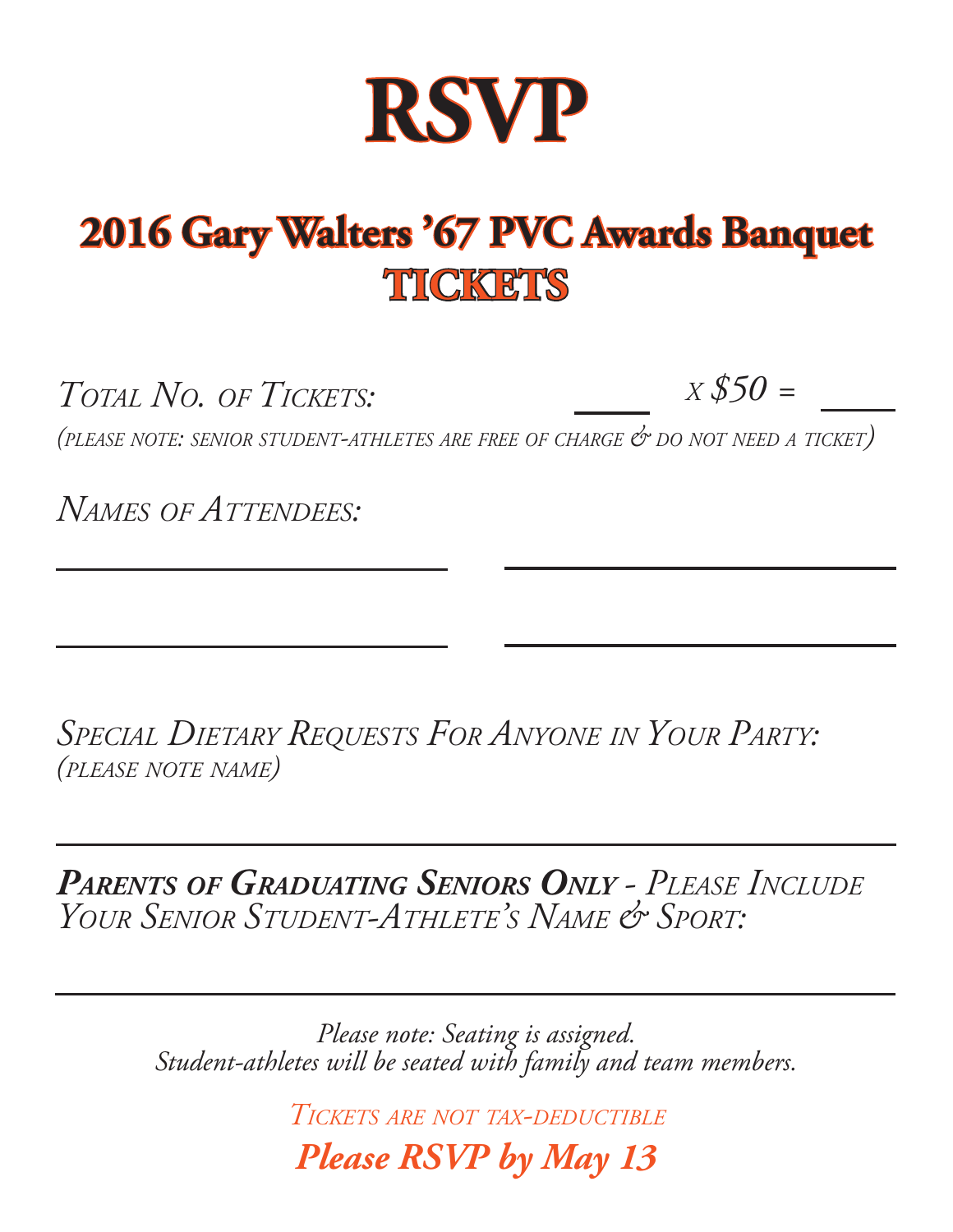# RSVP

## 2016 Gary Walters '67 PVC Awards Banquet
## TICKETS

*Total No. of Tickets:* ______ *x $50 =* ______

*(please note: senior student-athletes are free of charge & do not need a ticket)*

*Names of Attendees:*

______________________ ______________________

______________________ ______________________

*Special Dietary Requests For Anyone in Your Party:*
*(please note name)*

______________________________________________

***Parents of Graduating Seniors Only*** *- Please Include Your Senior Student-Athlete's Name & Sport:*

______________________________________________

*Please note: Seating is assigned.*
*Student-athletes will be seated with family and team members.*

*Tickets are not tax-deductible*

***Please RSVP by May 13***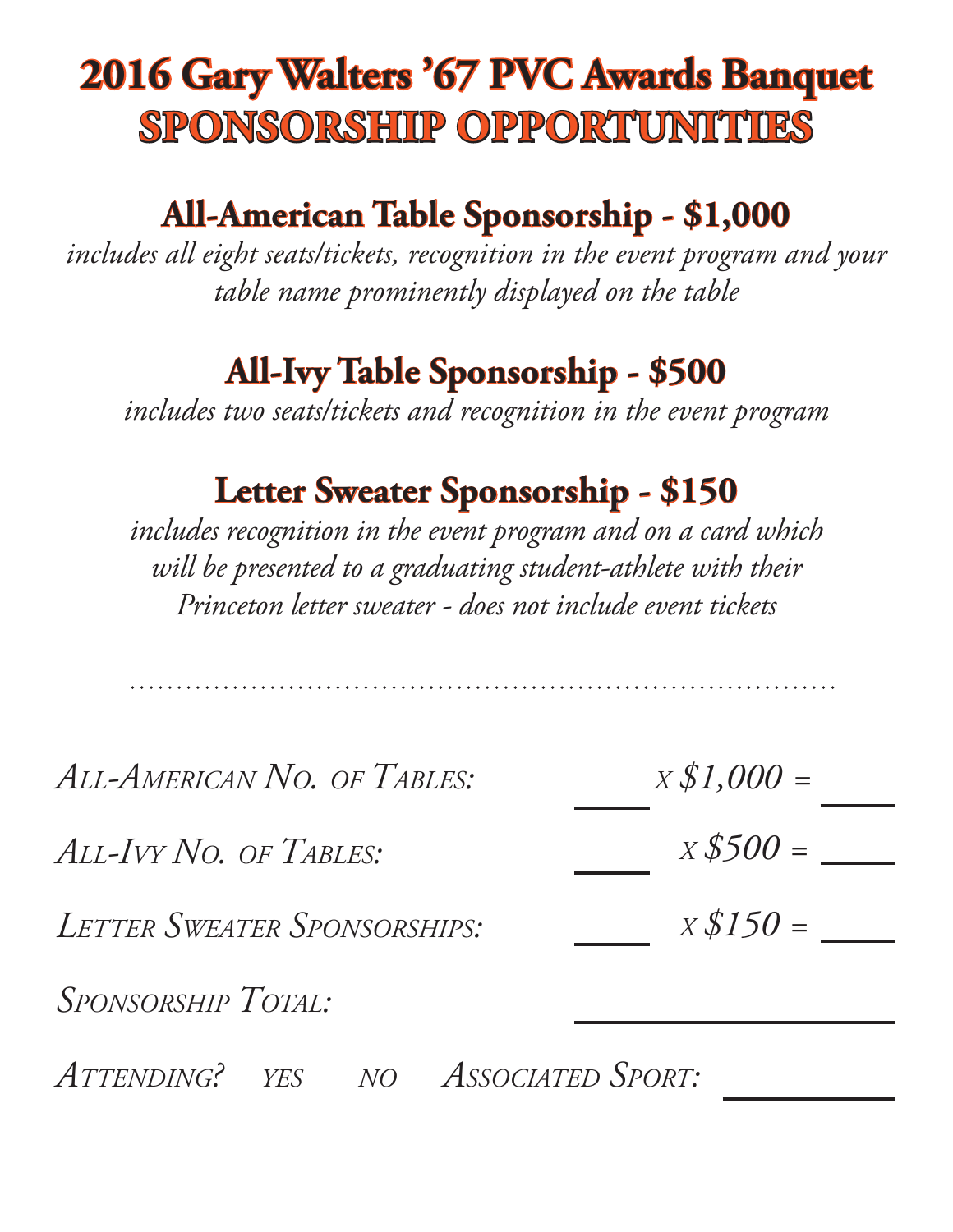# 2016 Gary Walters '67 PVC Awards Banquet
# SPONSORSHIP OPPORTUNITIES

## All-American Table Sponsorship - $1,000

*includes all eight seats/tickets, recognition in the event program and your table name prominently displayed on the table*

## All-Ivy Table Sponsorship - $500

*includes two seats/tickets and recognition in the event program*

## Letter Sweater Sponsorship - $150

*includes recognition in the event program and on a card which will be presented to a graduating student-athlete with their Princeton letter sweater - does not include event tickets*

. . . . . . . . . . . . . . . . . . . . . . . . . . . . . . . . . . . . . . . . . . . . . . . . . . . . . . . . . . . . . . . . . . . . . . . .

*All-American No. of Tables:* ____ *x $1,000 =* ____

*All-Ivy No. of Tables:* ____ *x $500 =* ____

*Letter Sweater Sponsorships:* ____ *x $150 =* ____

*Sponsorship Total:* ________________

*Attending?* *yes* *no* *Associated Sport:* __________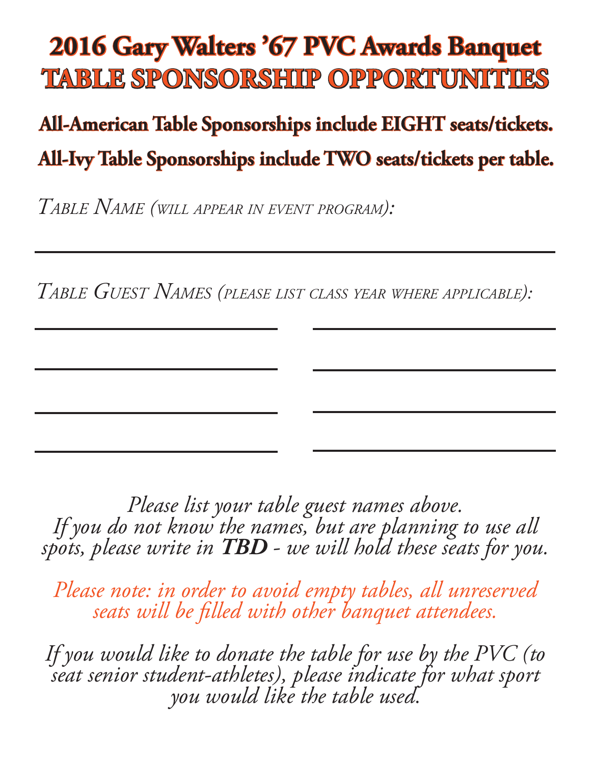# 2016 Gary Walters '67 PVC Awards Banquet

# TABLE SPONSORSHIP OPPORTUNITIES

**All-American Table Sponsorships include EIGHT seats/tickets.**

**All-Ivy Table Sponsorships include TWO seats/tickets per table.**

*Table Name (will appear in event program):*

______________________________________________

*Table Guest Names (please list class year where applicable):*

______________________ ______________________

______________________ ______________________

______________________ ______________________

______________________ ______________________

*Please list your table guest names above.*
*If you do not know the names, but are planning to use all spots, please write in* ***TBD*** *- we will hold these seats for you.*

*Please note: in order to avoid empty tables, all unreserved seats will be filled with other banquet attendees.*

*If you would like to donate the table for use by the PVC (to seat senior student-athletes), please indicate for what sport you would like the table used.*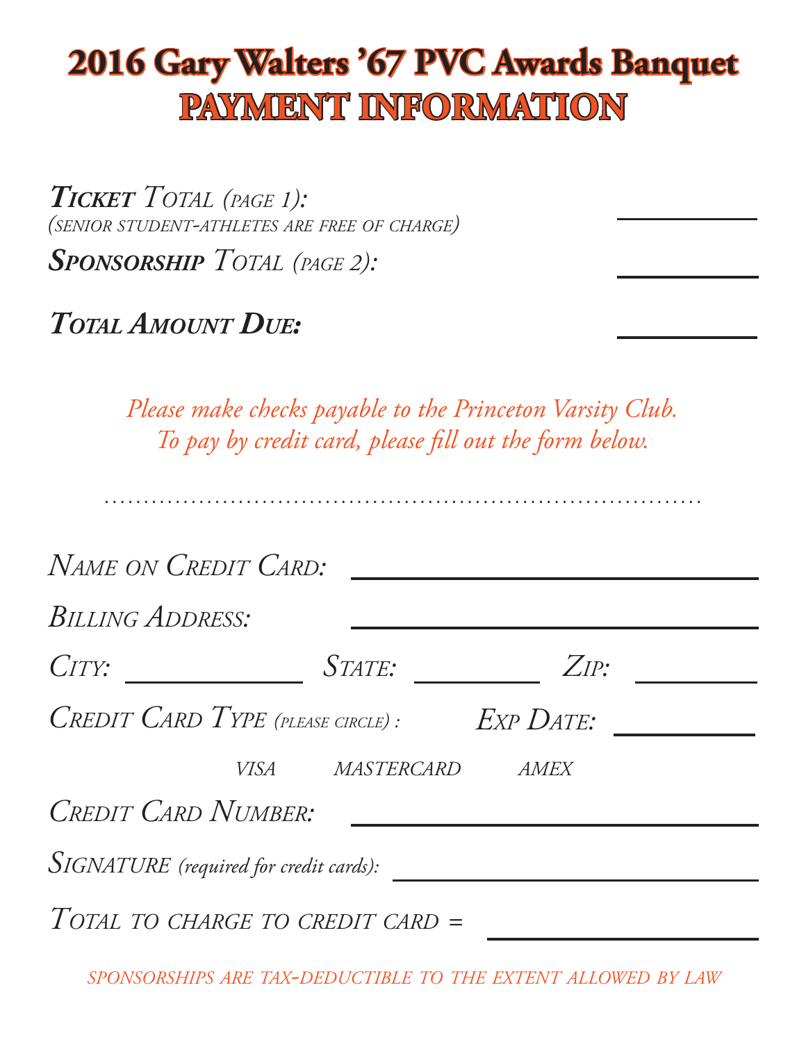# 2016 Gary Walters '67 PVC Awards Banquet
# PAYMENT INFORMATION

***Ticket** Total (page 1):* \_\_\_\_\_\_\_\_\_\_
*(senior student-athletes are free of charge)*

***Sponsorship** Total (page 2):* \_\_\_\_\_\_\_\_\_\_

***Total Amount Due:*** \_\_\_\_\_\_\_\_\_\_

*Please make checks payable to the Princeton Varsity Club.*
*To pay by credit card, please fill out the form below.*

.........................................................................

*Name on Credit Card:* \_\_\_\_\_\_\_\_\_\_\_\_\_\_\_\_\_\_\_\_\_\_\_\_

*Billing Address:* \_\_\_\_\_\_\_\_\_\_\_\_\_\_\_\_\_\_\_\_\_\_\_\_

*City:* \_\_\_\_\_\_\_\_\_\_ *State:* \_\_\_\_\_\_\_\_ *Zip:* \_\_\_\_\_\_\_\_

*Credit Card Type (please circle) :* *Exp Date:* \_\_\_\_\_\_\_\_

*VISA* *MASTERCARD* *AMEX*

*Credit Card Number:* \_\_\_\_\_\_\_\_\_\_\_\_\_\_\_\_\_\_\_\_\_\_\_\_

*Signature (required for credit cards):* \_\_\_\_\_\_\_\_\_\_\_\_\_\_\_\_\_\_\_\_

*Total to charge to credit card =* \_\_\_\_\_\_\_\_\_\_\_\_\_\_\_\_

*SPONSORSHIPS ARE TAX-DEDUCTIBLE TO THE EXTENT ALLOWED BY LAW*